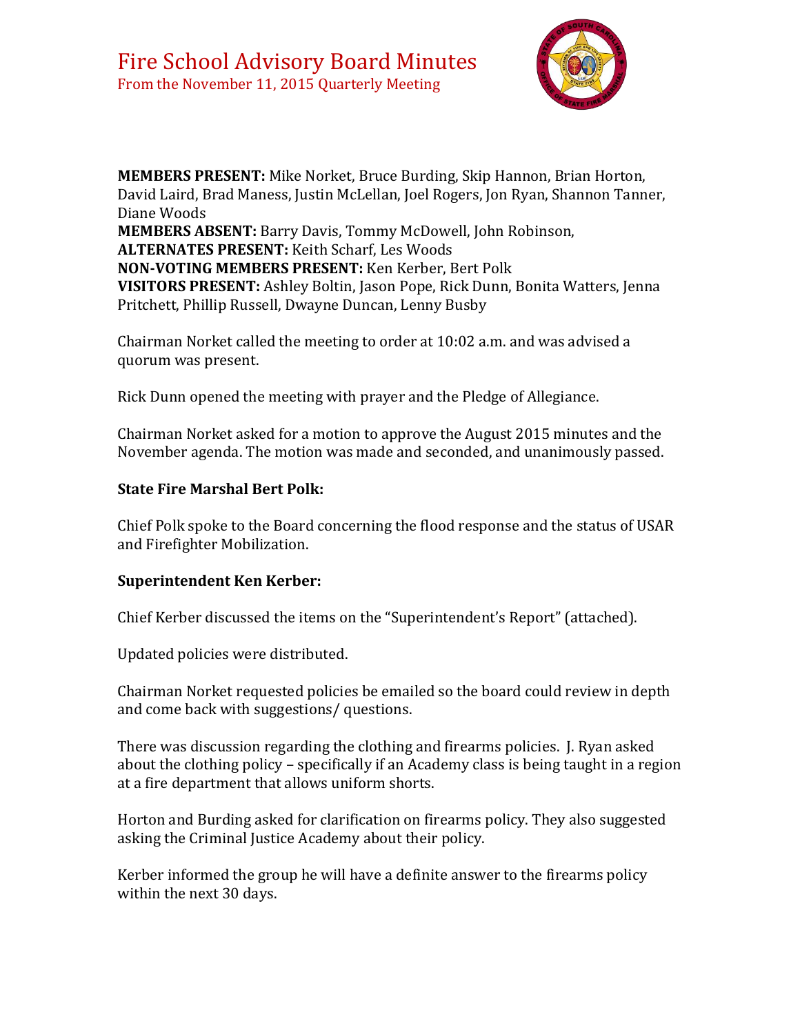# Fire School Advisory Board Minutes

From the November 11, 2015 Quarterly Meeting

**MEMBERS PRESENT:** Mike Norket, Bruce Burding, Skip Hannon, Brian Horton, David Laird, Brad Maness, Justin McLellan, Joel Rogers, Jon Ryan, Shannon Tanner, Diane Woods
**MEMBERS ABSENT:** Barry Davis, Tommy McDowell, John Robinson,
**ALTERNATES PRESENT:** Keith Scharf, Les Woods
**NON-VOTING MEMBERS PRESENT:** Ken Kerber, Bert Polk
**VISITORS PRESENT:** Ashley Boltin, Jason Pope, Rick Dunn, Bonita Watters, Jenna Pritchett, Phillip Russell, Dwayne Duncan, Lenny Busby

Chairman Norket called the meeting to order at 10:02 a.m. and was advised a quorum was present.

Rick Dunn opened the meeting with prayer and the Pledge of Allegiance.

Chairman Norket asked for a motion to approve the August 2015 minutes and the November agenda. The motion was made and seconded, and unanimously passed.

**State Fire Marshal Bert Polk:**

Chief Polk spoke to the Board concerning the flood response and the status of USAR and Firefighter Mobilization.

**Superintendent Ken Kerber:**

Chief Kerber discussed the items on the "Superintendent's Report" (attached).

Updated policies were distributed.

Chairman Norket requested policies be emailed so the board could review in depth and come back with suggestions/ questions.

There was discussion regarding the clothing and firearms policies. J. Ryan asked about the clothing policy – specifically if an Academy class is being taught in a region at a fire department that allows uniform shorts.

Horton and Burding asked for clarification on firearms policy. They also suggested asking the Criminal Justice Academy about their policy.

Kerber informed the group he will have a definite answer to the firearms policy within the next 30 days.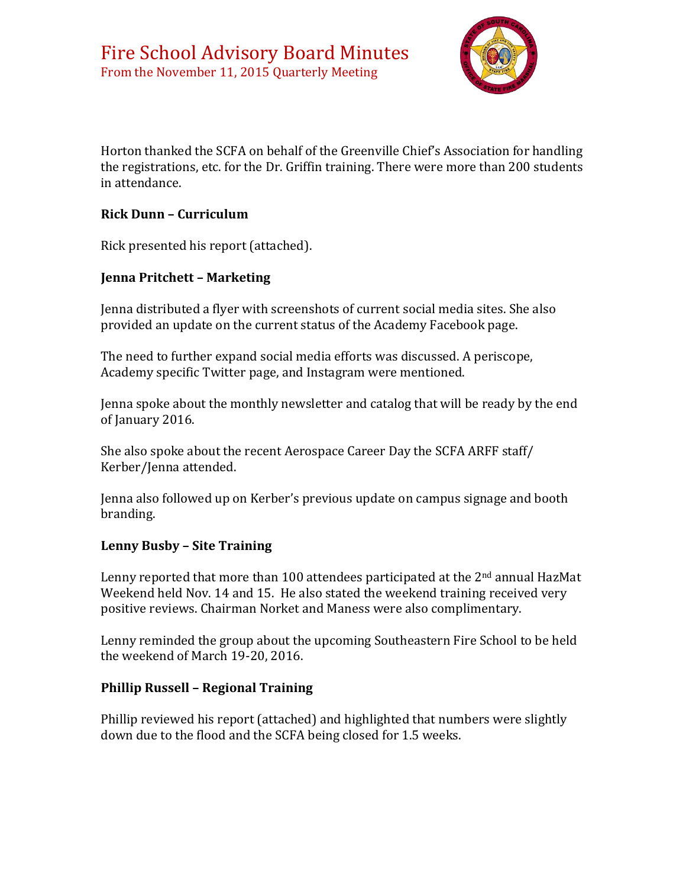Horton thanked the SCFA on behalf of the Greenville Chief's Association for handling the registrations, etc. for the Dr. Griffin training. There were more than 200 students in attendance.

**Rick Dunn – Curriculum**

Rick presented his report (attached).

**Jenna Pritchett – Marketing**

Jenna distributed a flyer with screenshots of current social media sites. She also provided an update on the current status of the Academy Facebook page.

The need to further expand social media efforts was discussed. A periscope, Academy specific Twitter page, and Instagram were mentioned.

Jenna spoke about the monthly newsletter and catalog that will be ready by the end of January 2016.

She also spoke about the recent Aerospace Career Day the SCFA ARFF staff/ Kerber/Jenna attended.

Jenna also followed up on Kerber's previous update on campus signage and booth branding.

**Lenny Busby – Site Training**

Lenny reported that more than 100 attendees participated at the 2nd annual HazMat Weekend held Nov. 14 and 15. He also stated the weekend training received very positive reviews. Chairman Norket and Maness were also complimentary.

Lenny reminded the group about the upcoming Southeastern Fire School to be held the weekend of March 19-20, 2016.

**Phillip Russell – Regional Training**

Phillip reviewed his report (attached) and highlighted that numbers were slightly down due to the flood and the SCFA being closed for 1.5 weeks.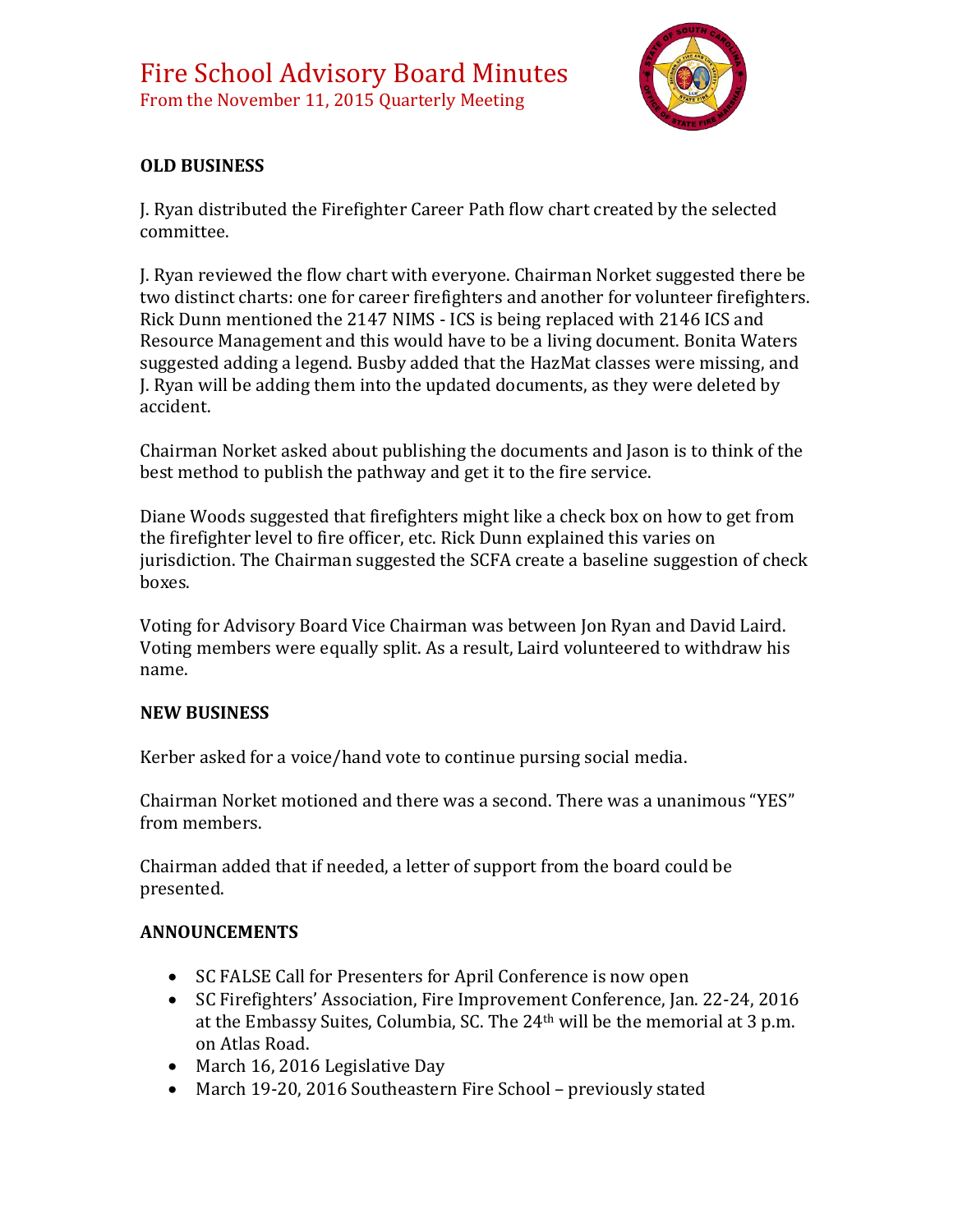# Fire School Advisory Board Minutes

From the November 11, 2015 Quarterly Meeting

## OLD BUSINESS

J. Ryan distributed the Firefighter Career Path flow chart created by the selected committee.

J. Ryan reviewed the flow chart with everyone. Chairman Norket suggested there be two distinct charts: one for career firefighters and another for volunteer firefighters. Rick Dunn mentioned the 2147 NIMS - ICS is being replaced with 2146 ICS and Resource Management and this would have to be a living document. Bonita Waters suggested adding a legend. Busby added that the HazMat classes were missing, and J. Ryan will be adding them into the updated documents, as they were deleted by accident.

Chairman Norket asked about publishing the documents and Jason is to think of the best method to publish the pathway and get it to the fire service.

Diane Woods suggested that firefighters might like a check box on how to get from the firefighter level to fire officer, etc. Rick Dunn explained this varies on jurisdiction. The Chairman suggested the SCFA create a baseline suggestion of check boxes.

Voting for Advisory Board Vice Chairman was between Jon Ryan and David Laird. Voting members were equally split. As a result, Laird volunteered to withdraw his name.

## NEW BUSINESS

Kerber asked for a voice/hand vote to continue pursing social media.

Chairman Norket motioned and there was a second. There was a unanimous “YES” from members.

Chairman added that if needed, a letter of support from the board could be presented.

## ANNOUNCEMENTS

- SC FALSE Call for Presenters for April Conference is now open
- SC Firefighters’ Association, Fire Improvement Conference, Jan. 22-24, 2016 at the Embassy Suites, Columbia, SC. The 24th will be the memorial at 3 p.m. on Atlas Road.
- March 16, 2016 Legislative Day
- March 19-20, 2016 Southeastern Fire School – previously stated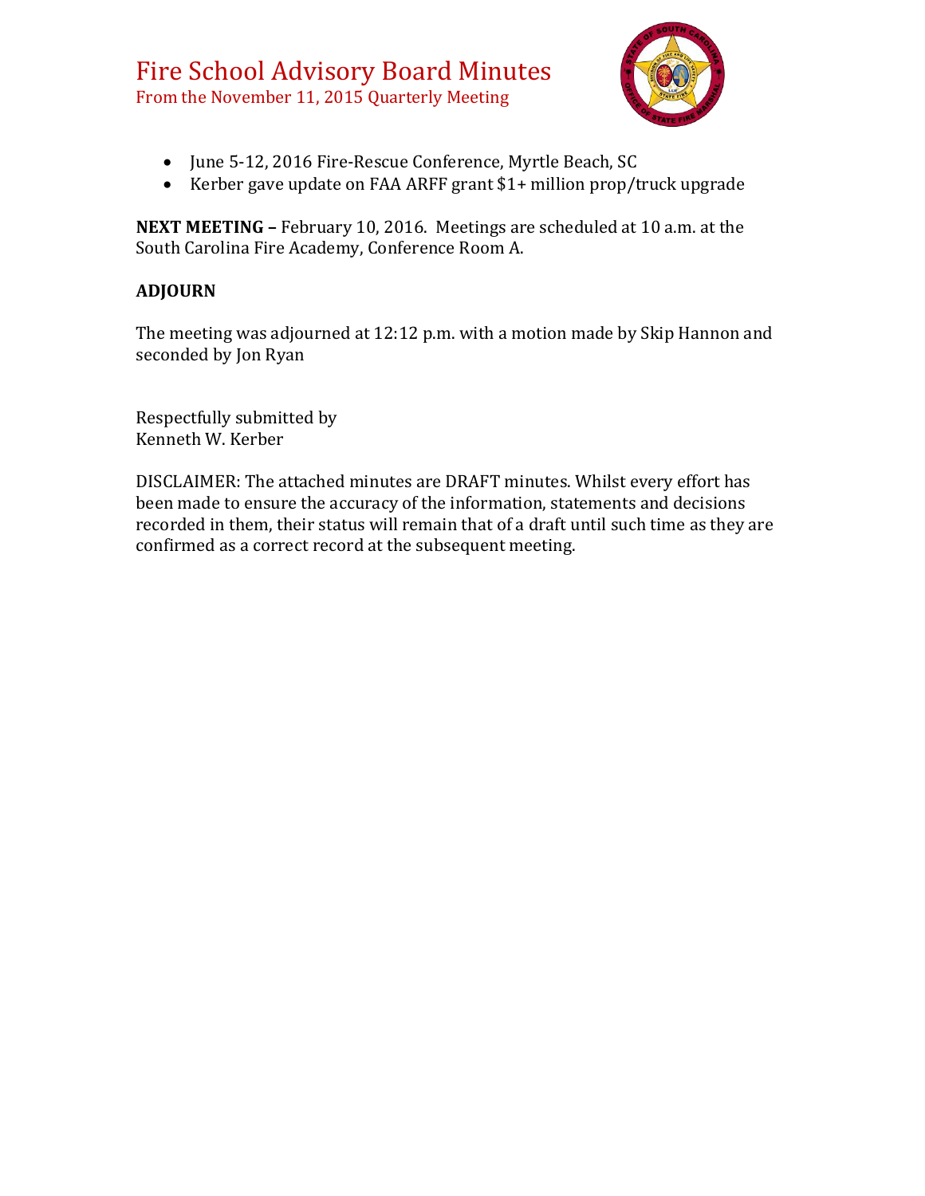- June 5-12, 2016 Fire-Rescue Conference, Myrtle Beach, SC
- Kerber gave update on FAA ARFF grant $1+ million prop/truck upgrade

**NEXT MEETING –** February 10, 2016. Meetings are scheduled at 10 a.m. at the South Carolina Fire Academy, Conference Room A.

**ADJOURN**

The meeting was adjourned at 12:12 p.m. with a motion made by Skip Hannon and seconded by Jon Ryan

Respectfully submitted by
Kenneth W. Kerber

DISCLAIMER: The attached minutes are DRAFT minutes. Whilst every effort has been made to ensure the accuracy of the information, statements and decisions recorded in them, their status will remain that of a draft until such time as they are confirmed as a correct record at the subsequent meeting.